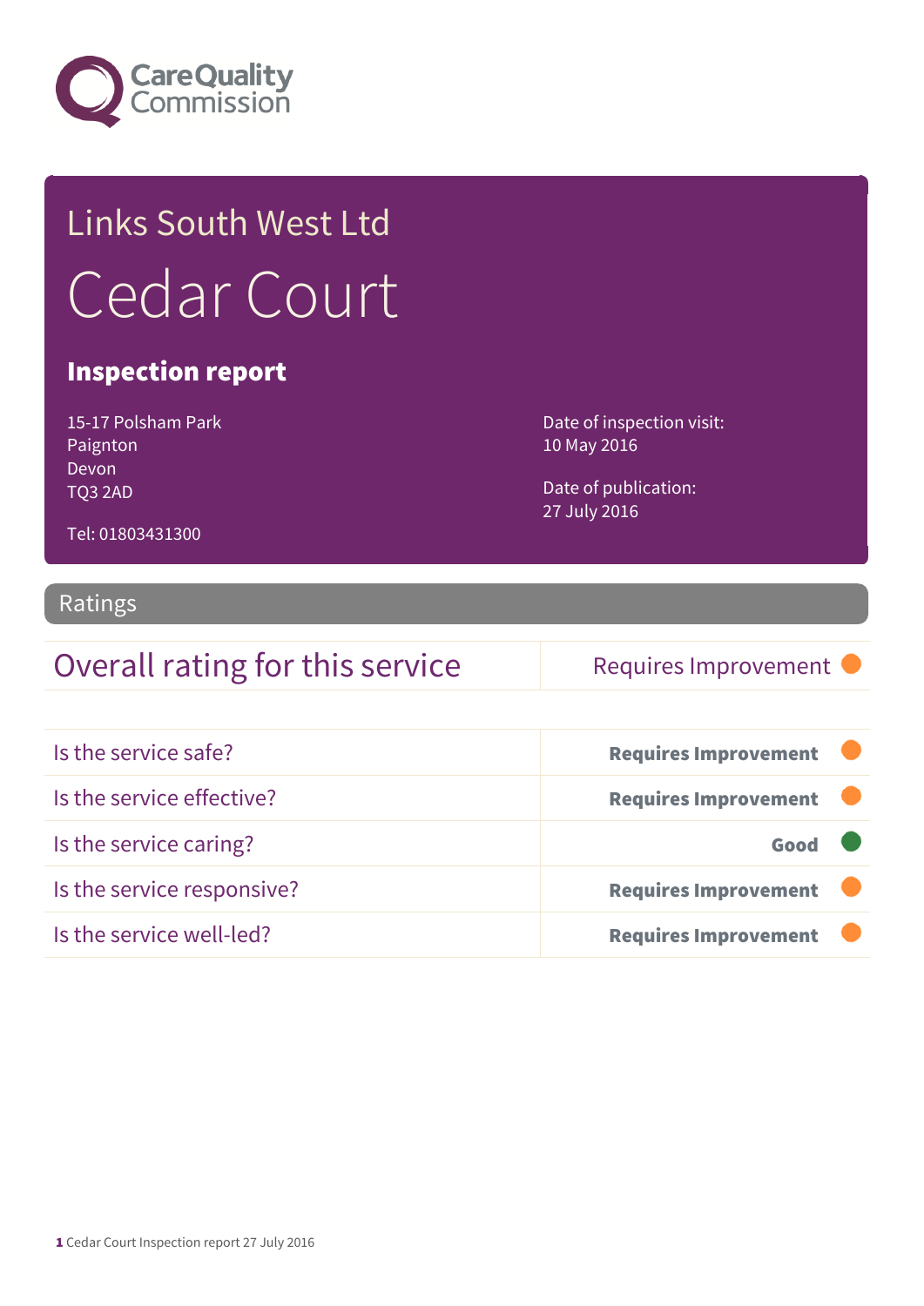Care Quality Commission

# Links South West Ltd

# Cedar Court

## Inspection report

15-17 Polsham Park
Paignton
Devon
TQ3 2AD

Tel: 01803431300

Date of inspection visit:
10 May 2016

Date of publication:
27 July 2016

## Ratings

| Overall rating for this service | Requires Improvement |
|---|---|

| | |
|---|---|
| Is the service safe? | **Requires Improvement** |
| Is the service effective? | **Requires Improvement** |
| Is the service caring? | **Good** |
| Is the service responsive? | **Requires Improvement** |
| Is the service well-led? | **Requires Improvement** |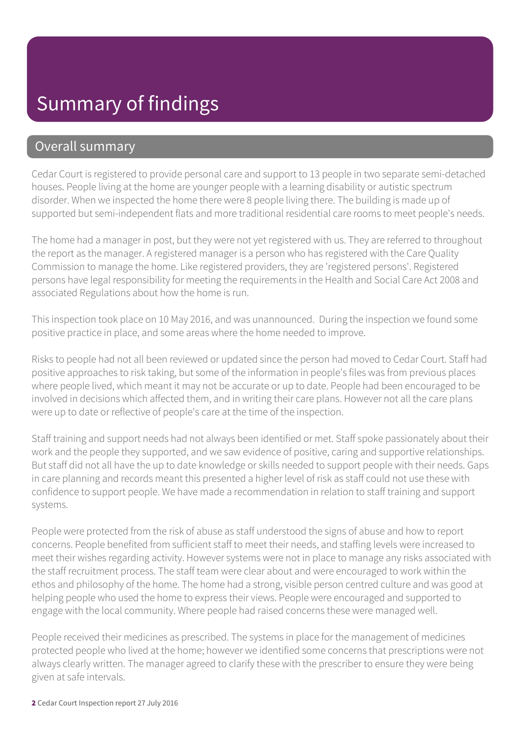# Summary of findings

## Overall summary

Cedar Court is registered to provide personal care and support to 13 people in two separate semi-detached houses. People living at the home are younger people with a learning disability or autistic spectrum disorder. When we inspected the home there were 8 people living there. The building is made up of supported but semi-independent flats and more traditional residential care rooms to meet people's needs.

The home had a manager in post, but they were not yet registered with us. They are referred to throughout the report as the manager. A registered manager is a person who has registered with the Care Quality Commission to manage the home. Like registered providers, they are 'registered persons'. Registered persons have legal responsibility for meeting the requirements in the Health and Social Care Act 2008 and associated Regulations about how the home is run.

This inspection took place on 10 May 2016, and was unannounced. During the inspection we found some positive practice in place, and some areas where the home needed to improve.

Risks to people had not all been reviewed or updated since the person had moved to Cedar Court. Staff had positive approaches to risk taking, but some of the information in people's files was from previous places where people lived, which meant it may not be accurate or up to date. People had been encouraged to be involved in decisions which affected them, and in writing their care plans. However not all the care plans were up to date or reflective of people's care at the time of the inspection.

Staff training and support needs had not always been identified or met. Staff spoke passionately about their work and the people they supported, and we saw evidence of positive, caring and supportive relationships. But staff did not all have the up to date knowledge or skills needed to support people with their needs. Gaps in care planning and records meant this presented a higher level of risk as staff could not use these with confidence to support people. We have made a recommendation in relation to staff training and support systems.

People were protected from the risk of abuse as staff understood the signs of abuse and how to report concerns. People benefited from sufficient staff to meet their needs, and staffing levels were increased to meet their wishes regarding activity. However systems were not in place to manage any risks associated with the staff recruitment process. The staff team were clear about and were encouraged to work within the ethos and philosophy of the home. The home had a strong, visible person centred culture and was good at helping people who used the home to express their views. People were encouraged and supported to engage with the local community. Where people had raised concerns these were managed well.

People received their medicines as prescribed. The systems in place for the management of medicines protected people who lived at the home; however we identified some concerns that prescriptions were not always clearly written. The manager agreed to clarify these with the prescriber to ensure they were being given at safe intervals.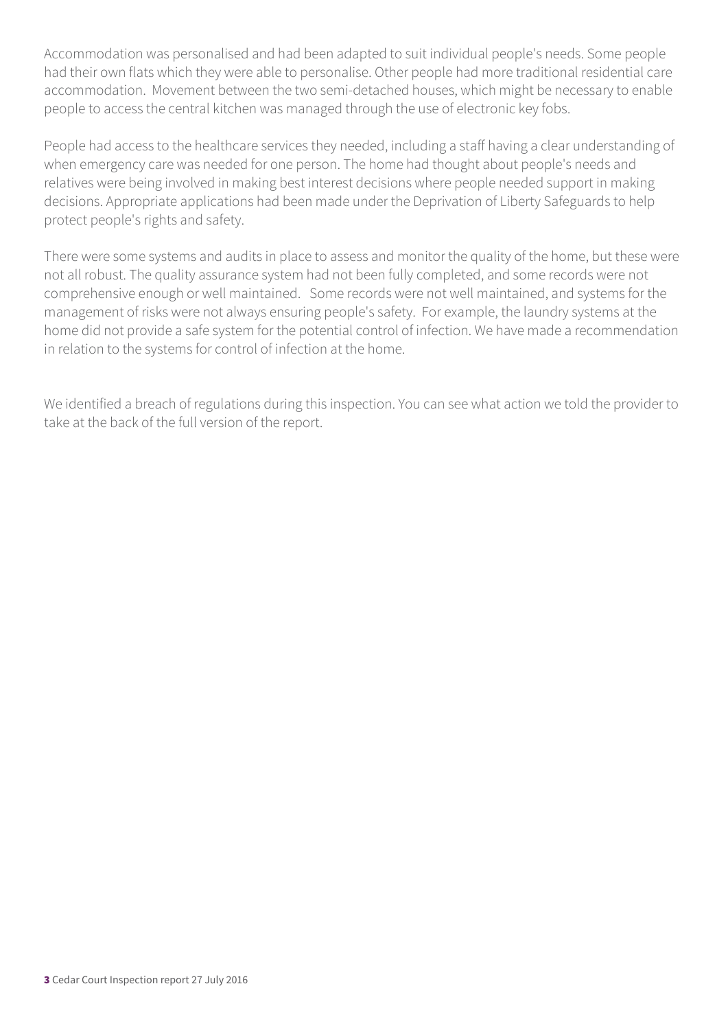Accommodation was personalised and had been adapted to suit individual people's needs. Some people had their own flats which they were able to personalise. Other people had more traditional residential care accommodation. Movement between the two semi-detached houses, which might be necessary to enable people to access the central kitchen was managed through the use of electronic key fobs.

People had access to the healthcare services they needed, including a staff having a clear understanding of when emergency care was needed for one person. The home had thought about people's needs and relatives were being involved in making best interest decisions where people needed support in making decisions. Appropriate applications had been made under the Deprivation of Liberty Safeguards to help protect people's rights and safety.

There were some systems and audits in place to assess and monitor the quality of the home, but these were not all robust. The quality assurance system had not been fully completed, and some records were not comprehensive enough or well maintained. Some records were not well maintained, and systems for the management of risks were not always ensuring people's safety. For example, the laundry systems at the home did not provide a safe system for the potential control of infection. We have made a recommendation in relation to the systems for control of infection at the home.

We identified a breach of regulations during this inspection. You can see what action we told the provider to take at the back of the full version of the report.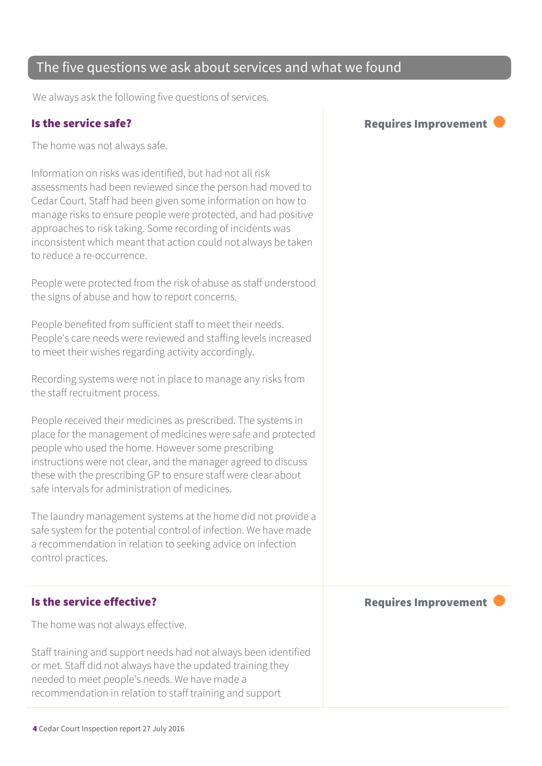## The five questions we ask about services and what we found

We always ask the following five questions of services.

### Is the service safe?

**Requires Improvement**

The home was not always safe.

Information on risks was identified, but had not all risk assessments had been reviewed since the person had moved to Cedar Court. Staff had been given some information on how to manage risks to ensure people were protected, and had positive approaches to risk taking. Some recording of incidents was inconsistent which meant that action could not always be taken to reduce a re-occurrence.

People were protected from the risk of abuse as staff understood the signs of abuse and how to report concerns.

People benefited from sufficient staff to meet their needs. People's care needs were reviewed and staffing levels increased to meet their wishes regarding activity accordingly.

Recording systems were not in place to manage any risks from the staff recruitment process.

People received their medicines as prescribed. The systems in place for the management of medicines were safe and protected people who used the home. However some prescribing instructions were not clear, and the manager agreed to discuss these with the prescribing GP to ensure staff were clear about safe intervals for administration of medicines.

The laundry management systems at the home did not provide a safe system for the potential control of infection. We have made a recommendation in relation to seeking advice on infection control practices.

### Is the service effective?

**Requires Improvement**

The home was not always effective.

Staff training and support needs had not always been identified or met. Staff did not always have the updated training they needed to meet people's needs. We have made a recommendation in relation to staff training and support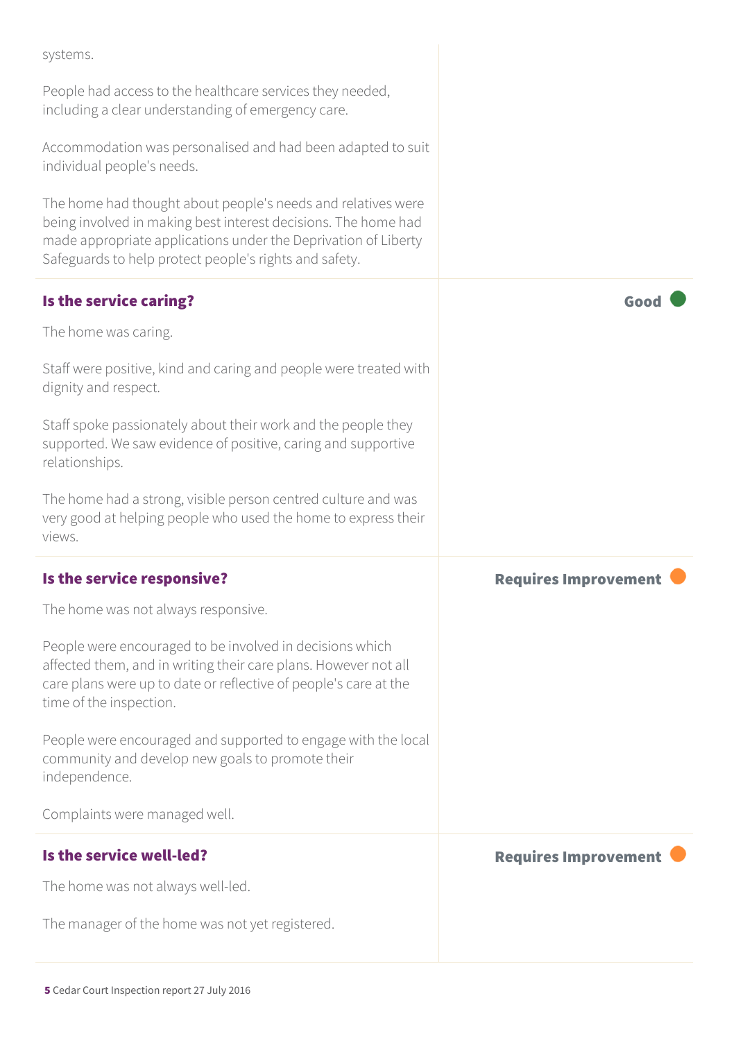systems.

People had access to the healthcare services they needed, including a clear understanding of emergency care.

Accommodation was personalised and had been adapted to suit individual people's needs.

The home had thought about people's needs and relatives were being involved in making best interest decisions. The home had made appropriate applications under the Deprivation of Liberty Safeguards to help protect people's rights and safety.

### Is the service caring?

**Good**

The home was caring.

Staff were positive, kind and caring and people were treated with dignity and respect.

Staff spoke passionately about their work and the people they supported. We saw evidence of positive, caring and supportive relationships.

The home had a strong, visible person centred culture and was very good at helping people who used the home to express their views.

### Is the service responsive?

**Requires Improvement**

The home was not always responsive.

People were encouraged to be involved in decisions which affected them, and in writing their care plans. However not all care plans were up to date or reflective of people's care at the time of the inspection.

People were encouraged and supported to engage with the local community and develop new goals to promote their independence.

Complaints were managed well.

### Is the service well-led?

**Requires Improvement**

The home was not always well-led.

The manager of the home was not yet registered.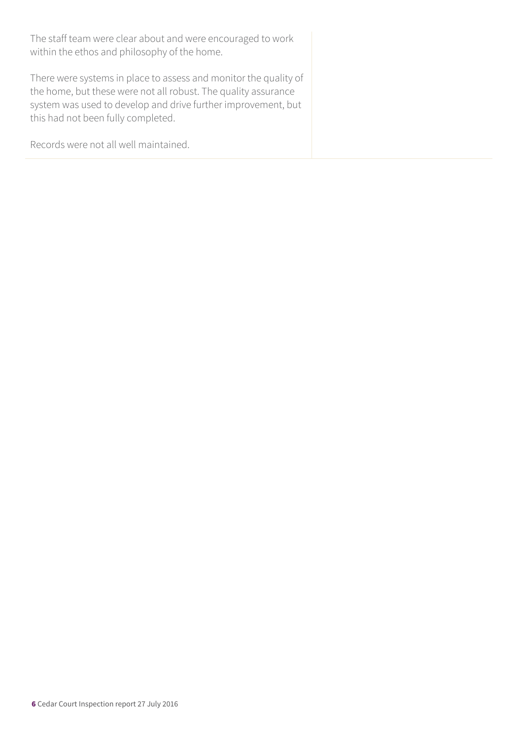The staff team were clear about and were encouraged to work within the ethos and philosophy of the home.

There were systems in place to assess and monitor the quality of the home, but these were not all robust. The quality assurance system was used to develop and drive further improvement, but this had not been fully completed.

Records were not all well maintained.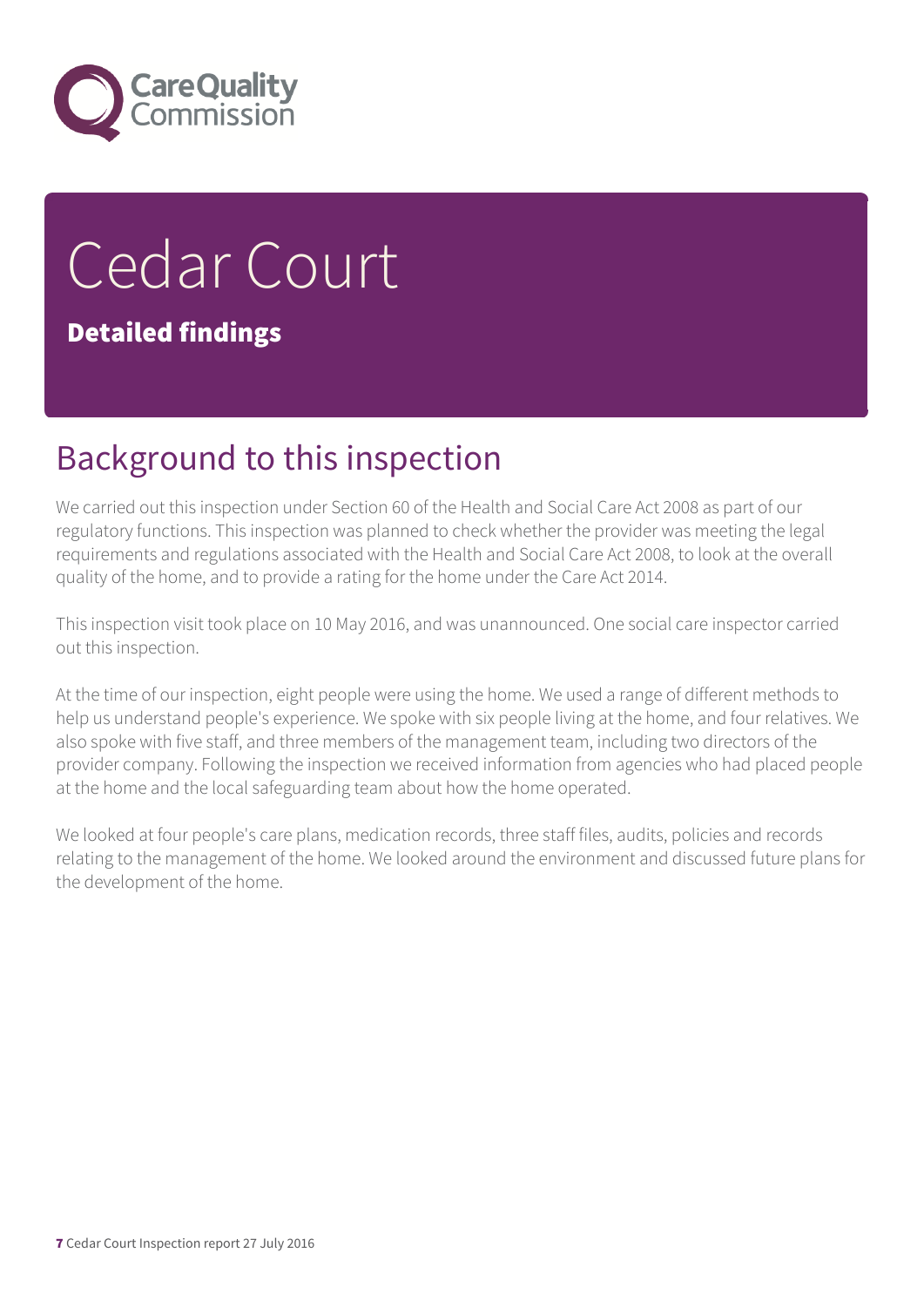# Cedar Court

**Detailed findings**

## Background to this inspection

We carried out this inspection under Section 60 of the Health and Social Care Act 2008 as part of our regulatory functions. This inspection was planned to check whether the provider was meeting the legal requirements and regulations associated with the Health and Social Care Act 2008, to look at the overall quality of the home, and to provide a rating for the home under the Care Act 2014.

This inspection visit took place on 10 May 2016, and was unannounced. One social care inspector carried out this inspection.

At the time of our inspection, eight people were using the home. We used a range of different methods to help us understand people's experience. We spoke with six people living at the home, and four relatives. We also spoke with five staff, and three members of the management team, including two directors of the provider company. Following the inspection we received information from agencies who had placed people at the home and the local safeguarding team about how the home operated.

We looked at four people's care plans, medication records, three staff files, audits, policies and records relating to the management of the home. We looked around the environment and discussed future plans for the development of the home.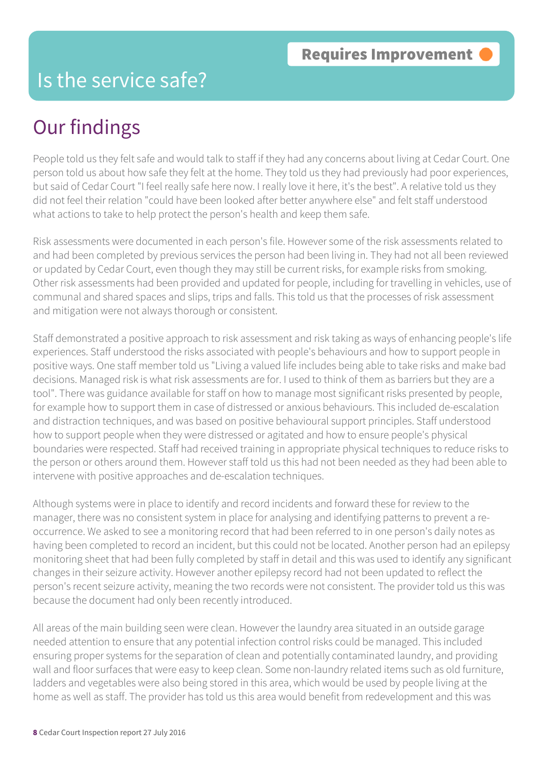# Is the service safe?

**Requires Improvement**

## Our findings

People told us they felt safe and would talk to staff if they had any concerns about living at Cedar Court. One person told us about how safe they felt at the home. They told us they had previously had poor experiences, but said of Cedar Court "I feel really safe here now. I really love it here, it's the best". A relative told us they did not feel their relation "could have been looked after better anywhere else" and felt staff understood what actions to take to help protect the person's health and keep them safe.

Risk assessments were documented in each person's file. However some of the risk assessments related to and had been completed by previous services the person had been living in. They had not all been reviewed or updated by Cedar Court, even though they may still be current risks, for example risks from smoking. Other risk assessments had been provided and updated for people, including for travelling in vehicles, use of communal and shared spaces and slips, trips and falls. This told us that the processes of risk assessment and mitigation were not always thorough or consistent.

Staff demonstrated a positive approach to risk assessment and risk taking as ways of enhancing people's life experiences. Staff understood the risks associated with people's behaviours and how to support people in positive ways. One staff member told us "Living a valued life includes being able to take risks and make bad decisions. Managed risk is what risk assessments are for. I used to think of them as barriers but they are a tool". There was guidance available for staff on how to manage most significant risks presented by people, for example how to support them in case of distressed or anxious behaviours. This included de-escalation and distraction techniques, and was based on positive behavioural support principles. Staff understood how to support people when they were distressed or agitated and how to ensure people's physical boundaries were respected. Staff had received training in appropriate physical techniques to reduce risks to the person or others around them. However staff told us this had not been needed as they had been able to intervene with positive approaches and de-escalation techniques.

Although systems were in place to identify and record incidents and forward these for review to the manager, there was no consistent system in place for analysing and identifying patterns to prevent a re-occurrence. We asked to see a monitoring record that had been referred to in one person's daily notes as having been completed to record an incident, but this could not be located. Another person had an epilepsy monitoring sheet that had been fully completed by staff in detail and this was used to identify any significant changes in their seizure activity. However another epilepsy record had not been updated to reflect the person's recent seizure activity, meaning the two records were not consistent. The provider told us this was because the document had only been recently introduced.

All areas of the main building seen were clean. However the laundry area situated in an outside garage needed attention to ensure that any potential infection control risks could be managed. This included ensuring proper systems for the separation of clean and potentially contaminated laundry, and providing wall and floor surfaces that were easy to keep clean. Some non-laundry related items such as old furniture, ladders and vegetables were also being stored in this area, which would be used by people living at the home as well as staff. The provider has told us this area would benefit from redevelopment and this was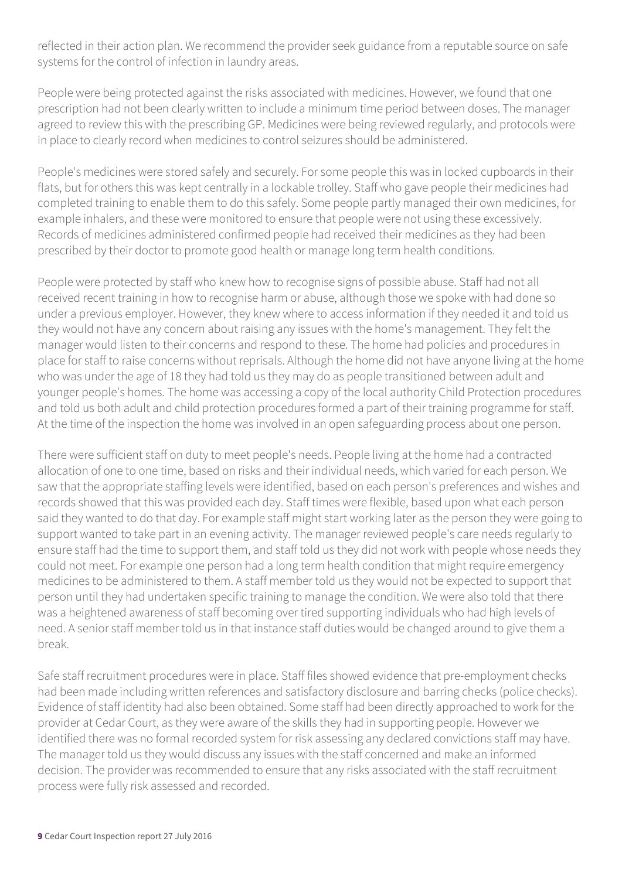reflected in their action plan. We recommend the provider seek guidance from a reputable source on safe systems for the control of infection in laundry areas.

People were being protected against the risks associated with medicines. However, we found that one prescription had not been clearly written to include a minimum time period between doses. The manager agreed to review this with the prescribing GP. Medicines were being reviewed regularly, and protocols were in place to clearly record when medicines to control seizures should be administered.

People's medicines were stored safely and securely. For some people this was in locked cupboards in their flats, but for others this was kept centrally in a lockable trolley. Staff who gave people their medicines had completed training to enable them to do this safely. Some people partly managed their own medicines, for example inhalers, and these were monitored to ensure that people were not using these excessively. Records of medicines administered confirmed people had received their medicines as they had been prescribed by their doctor to promote good health or manage long term health conditions.

People were protected by staff who knew how to recognise signs of possible abuse. Staff had not all received recent training in how to recognise harm or abuse, although those we spoke with had done so under a previous employer. However, they knew where to access information if they needed it and told us they would not have any concern about raising any issues with the home's management. They felt the manager would listen to their concerns and respond to these. The home had policies and procedures in place for staff to raise concerns without reprisals. Although the home did not have anyone living at the home who was under the age of 18 they had told us they may do as people transitioned between adult and younger people's homes. The home was accessing a copy of the local authority Child Protection procedures and told us both adult and child protection procedures formed a part of their training programme for staff. At the time of the inspection the home was involved in an open safeguarding process about one person.

There were sufficient staff on duty to meet people's needs. People living at the home had a contracted allocation of one to one time, based on risks and their individual needs, which varied for each person. We saw that the appropriate staffing levels were identified, based on each person's preferences and wishes and records showed that this was provided each day. Staff times were flexible, based upon what each person said they wanted to do that day. For example staff might start working later as the person they were going to support wanted to take part in an evening activity. The manager reviewed people's care needs regularly to ensure staff had the time to support them, and staff told us they did not work with people whose needs they could not meet. For example one person had a long term health condition that might require emergency medicines to be administered to them. A staff member told us they would not be expected to support that person until they had undertaken specific training to manage the condition. We were also told that there was a heightened awareness of staff becoming over tired supporting individuals who had high levels of need. A senior staff member told us in that instance staff duties would be changed around to give them a break.

Safe staff recruitment procedures were in place. Staff files showed evidence that pre-employment checks had been made including written references and satisfactory disclosure and barring checks (police checks). Evidence of staff identity had also been obtained. Some staff had been directly approached to work for the provider at Cedar Court, as they were aware of the skills they had in supporting people. However we identified there was no formal recorded system for risk assessing any declared convictions staff may have. The manager told us they would discuss any issues with the staff concerned and make an informed decision. The provider was recommended to ensure that any risks associated with the staff recruitment process were fully risk assessed and recorded.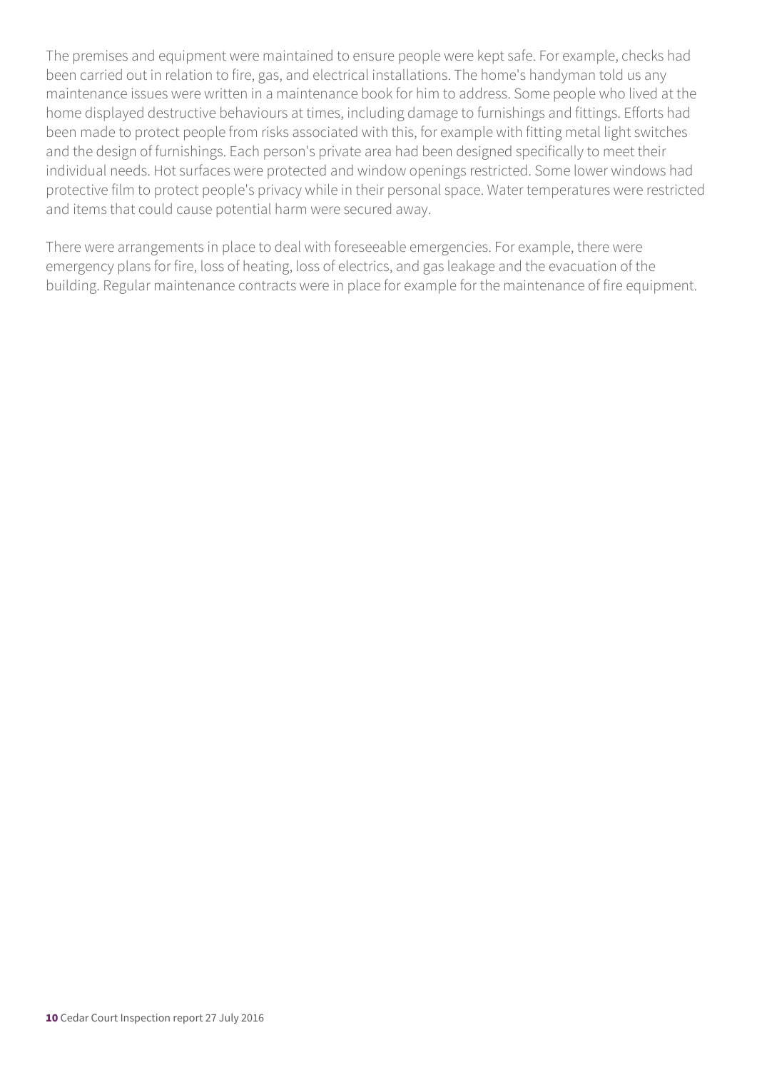The premises and equipment were maintained to ensure people were kept safe. For example, checks had been carried out in relation to fire, gas, and electrical installations. The home's handyman told us any maintenance issues were written in a maintenance book for him to address. Some people who lived at the home displayed destructive behaviours at times, including damage to furnishings and fittings. Efforts had been made to protect people from risks associated with this, for example with fitting metal light switches and the design of furnishings. Each person's private area had been designed specifically to meet their individual needs. Hot surfaces were protected and window openings restricted. Some lower windows had protective film to protect people's privacy while in their personal space. Water temperatures were restricted and items that could cause potential harm were secured away.

There were arrangements in place to deal with foreseeable emergencies. For example, there were emergency plans for fire, loss of heating, loss of electrics, and gas leakage and the evacuation of the building. Regular maintenance contracts were in place for example for the maintenance of fire equipment.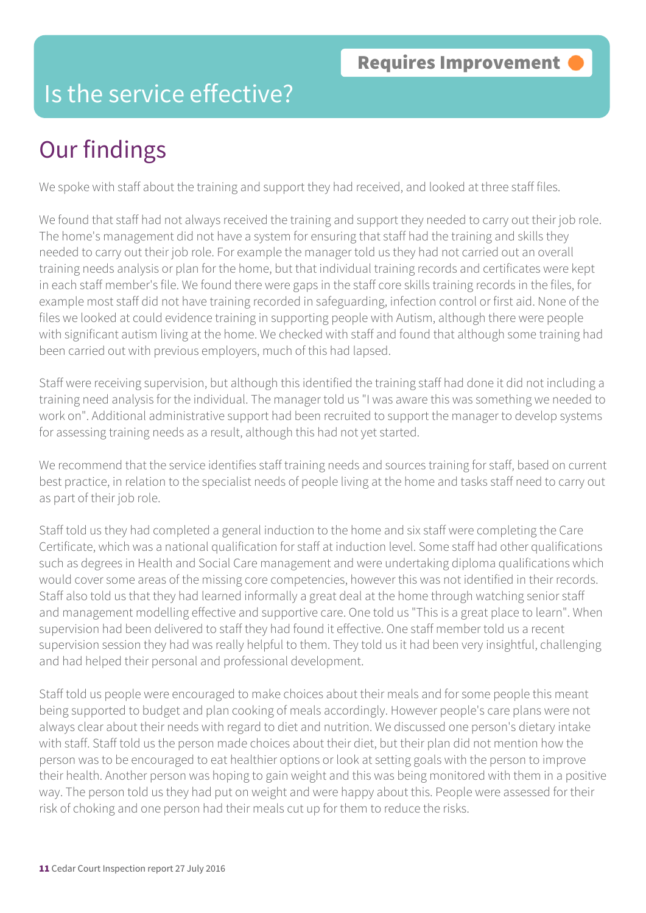Requires Improvement

# Is the service effective?

## Our findings

We spoke with staff about the training and support they had received, and looked at three staff files.

We found that staff had not always received the training and support they needed to carry out their job role. The home's management did not have a system for ensuring that staff had the training and skills they needed to carry out their job role. For example the manager told us they had not carried out an overall training needs analysis or plan for the home, but that individual training records and certificates were kept in each staff member's file. We found there were gaps in the staff core skills training records in the files, for example most staff did not have training recorded in safeguarding, infection control or first aid. None of the files we looked at could evidence training in supporting people with Autism, although there were people with significant autism living at the home. We checked with staff and found that although some training had been carried out with previous employers, much of this had lapsed.

Staff were receiving supervision, but although this identified the training staff had done it did not including a training need analysis for the individual. The manager told us "I was aware this was something we needed to work on". Additional administrative support had been recruited to support the manager to develop systems for assessing training needs as a result, although this had not yet started.

We recommend that the service identifies staff training needs and sources training for staff, based on current best practice, in relation to the specialist needs of people living at the home and tasks staff need to carry out as part of their job role.

Staff told us they had completed a general induction to the home and six staff were completing the Care Certificate, which was a national qualification for staff at induction level. Some staff had other qualifications such as degrees in Health and Social Care management and were undertaking diploma qualifications which would cover some areas of the missing core competencies, however this was not identified in their records. Staff also told us that they had learned informally a great deal at the home through watching senior staff and management modelling effective and supportive care. One told us "This is a great place to learn". When supervision had been delivered to staff they had found it effective. One staff member told us a recent supervision session they had was really helpful to them. They told us it had been very insightful, challenging and had helped their personal and professional development.

Staff told us people were encouraged to make choices about their meals and for some people this meant being supported to budget and plan cooking of meals accordingly. However people's care plans were not always clear about their needs with regard to diet and nutrition. We discussed one person's dietary intake with staff. Staff told us the person made choices about their diet, but their plan did not mention how the person was to be encouraged to eat healthier options or look at setting goals with the person to improve their health. Another person was hoping to gain weight and this was being monitored with them in a positive way. The person told us they had put on weight and were happy about this. People were assessed for their risk of choking and one person had their meals cut up for them to reduce the risks.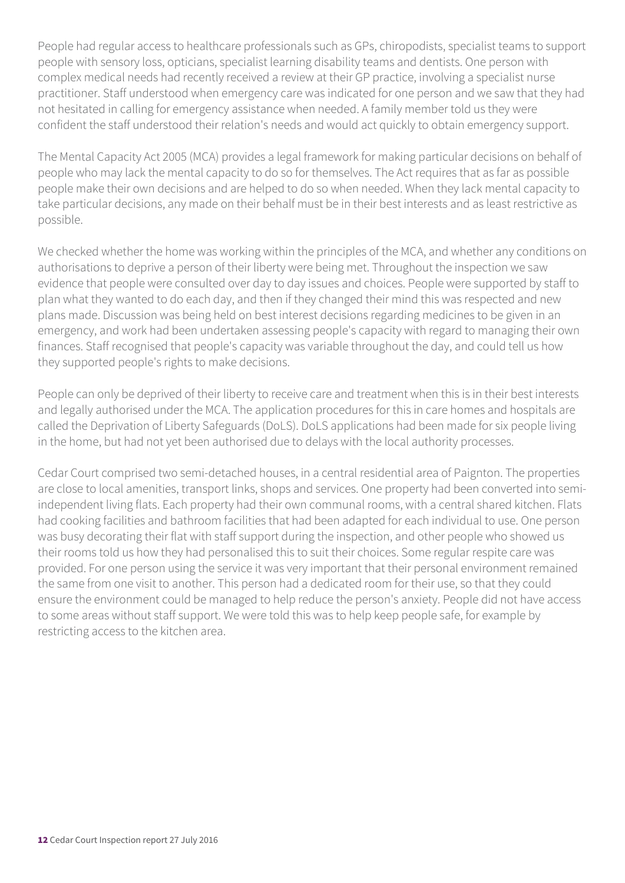People had regular access to healthcare professionals such as GPs, chiropodists, specialist teams to support people with sensory loss, opticians, specialist learning disability teams and dentists. One person with complex medical needs had recently received a review at their GP practice, involving a specialist nurse practitioner. Staff understood when emergency care was indicated for one person and we saw that they had not hesitated in calling for emergency assistance when needed. A family member told us they were confident the staff understood their relation's needs and would act quickly to obtain emergency support.

The Mental Capacity Act 2005 (MCA) provides a legal framework for making particular decisions on behalf of people who may lack the mental capacity to do so for themselves. The Act requires that as far as possible people make their own decisions and are helped to do so when needed. When they lack mental capacity to take particular decisions, any made on their behalf must be in their best interests and as least restrictive as possible.

We checked whether the home was working within the principles of the MCA, and whether any conditions on authorisations to deprive a person of their liberty were being met. Throughout the inspection we saw evidence that people were consulted over day to day issues and choices. People were supported by staff to plan what they wanted to do each day, and then if they changed their mind this was respected and new plans made. Discussion was being held on best interest decisions regarding medicines to be given in an emergency, and work had been undertaken assessing people's capacity with regard to managing their own finances. Staff recognised that people's capacity was variable throughout the day, and could tell us how they supported people's rights to make decisions.

People can only be deprived of their liberty to receive care and treatment when this is in their best interests and legally authorised under the MCA. The application procedures for this in care homes and hospitals are called the Deprivation of Liberty Safeguards (DoLS). DoLS applications had been made for six people living in the home, but had not yet been authorised due to delays with the local authority processes.

Cedar Court comprised two semi-detached houses, in a central residential area of Paignton. The properties are close to local amenities, transport links, shops and services. One property had been converted into semi-independent living flats. Each property had their own communal rooms, with a central shared kitchen. Flats had cooking facilities and bathroom facilities that had been adapted for each individual to use. One person was busy decorating their flat with staff support during the inspection, and other people who showed us their rooms told us how they had personalised this to suit their choices. Some regular respite care was provided. For one person using the service it was very important that their personal environment remained the same from one visit to another. This person had a dedicated room for their use, so that they could ensure the environment could be managed to help reduce the person's anxiety. People did not have access to some areas without staff support. We were told this was to help keep people safe, for example by restricting access to the kitchen area.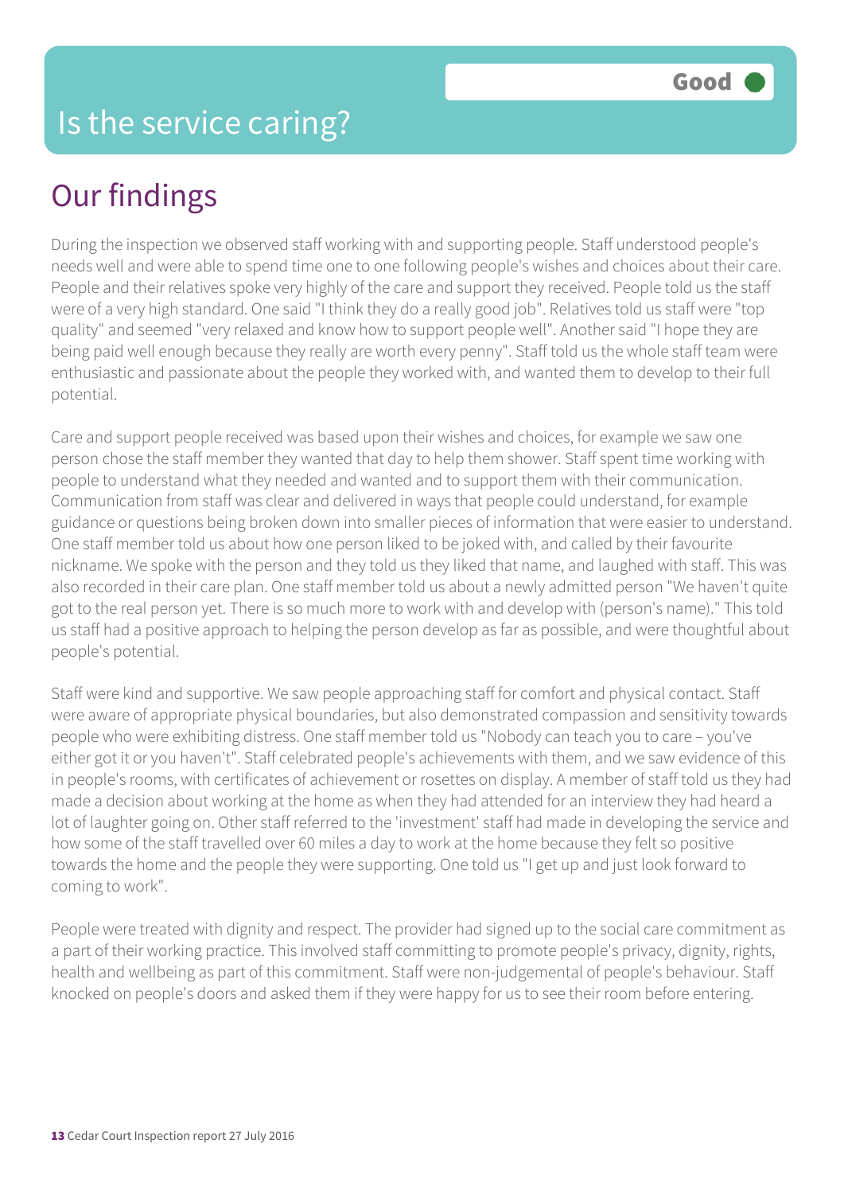# Is the service caring?

**Good**

## Our findings

During the inspection we observed staff working with and supporting people. Staff understood people's needs well and were able to spend time one to one following people's wishes and choices about their care. People and their relatives spoke very highly of the care and support they received. People told us the staff were of a very high standard. One said "I think they do a really good job". Relatives told us staff were "top quality" and seemed "very relaxed and know how to support people well". Another said "I hope they are being paid well enough because they really are worth every penny". Staff told us the whole staff team were enthusiastic and passionate about the people they worked with, and wanted them to develop to their full potential.

Care and support people received was based upon their wishes and choices, for example we saw one person chose the staff member they wanted that day to help them shower. Staff spent time working with people to understand what they needed and wanted and to support them with their communication. Communication from staff was clear and delivered in ways that people could understand, for example guidance or questions being broken down into smaller pieces of information that were easier to understand. One staff member told us about how one person liked to be joked with, and called by their favourite nickname. We spoke with the person and they told us they liked that name, and laughed with staff. This was also recorded in their care plan. One staff member told us about a newly admitted person "We haven't quite got to the real person yet. There is so much more to work with and develop with (person's name)." This told us staff had a positive approach to helping the person develop as far as possible, and were thoughtful about people's potential.

Staff were kind and supportive. We saw people approaching staff for comfort and physical contact. Staff were aware of appropriate physical boundaries, but also demonstrated compassion and sensitivity towards people who were exhibiting distress. One staff member told us "Nobody can teach you to care – you've either got it or you haven't". Staff celebrated people's achievements with them, and we saw evidence of this in people's rooms, with certificates of achievement or rosettes on display. A member of staff told us they had made a decision about working at the home as when they had attended for an interview they had heard a lot of laughter going on. Other staff referred to the 'investment' staff had made in developing the service and how some of the staff travelled over 60 miles a day to work at the home because they felt so positive towards the home and the people they were supporting. One told us "I get up and just look forward to coming to work".

People were treated with dignity and respect. The provider had signed up to the social care commitment as a part of their working practice. This involved staff committing to promote people's privacy, dignity, rights, health and wellbeing as part of this commitment. Staff were non-judgemental of people's behaviour. Staff knocked on people's doors and asked them if they were happy for us to see their room before entering.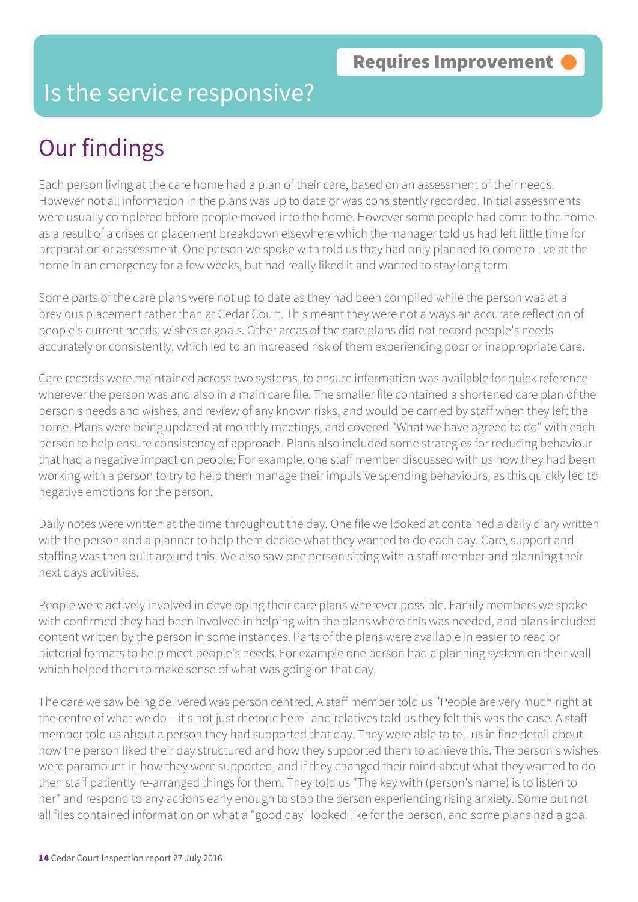Requires Improvement

# Is the service responsive?

## Our findings

Each person living at the care home had a plan of their care, based on an assessment of their needs. However not all information in the plans was up to date or was consistently recorded. Initial assessments were usually completed before people moved into the home. However some people had come to the home as a result of a crises or placement breakdown elsewhere which the manager told us had left little time for preparation or assessment. One person we spoke with told us they had only planned to come to live at the home in an emergency for a few weeks, but had really liked it and wanted to stay long term.

Some parts of the care plans were not up to date as they had been compiled while the person was at a previous placement rather than at Cedar Court. This meant they were not always an accurate reflection of people's current needs, wishes or goals. Other areas of the care plans did not record people's needs accurately or consistently, which led to an increased risk of them experiencing poor or inappropriate care.

Care records were maintained across two systems, to ensure information was available for quick reference wherever the person was and also in a main care file. The smaller file contained a shortened care plan of the person's needs and wishes, and review of any known risks, and would be carried by staff when they left the home. Plans were being updated at monthly meetings, and covered "What we have agreed to do" with each person to help ensure consistency of approach. Plans also included some strategies for reducing behaviour that had a negative impact on people. For example, one staff member discussed with us how they had been working with a person to try to help them manage their impulsive spending behaviours, as this quickly led to negative emotions for the person.

Daily notes were written at the time throughout the day. One file we looked at contained a daily diary written with the person and a planner to help them decide what they wanted to do each day. Care, support and staffing was then built around this. We also saw one person sitting with a staff member and planning their next days activities.

People were actively involved in developing their care plans wherever possible. Family members we spoke with confirmed they had been involved in helping with the plans where this was needed, and plans included content written by the person in some instances. Parts of the plans were available in easier to read or pictorial formats to help meet people's needs. For example one person had a planning system on their wall which helped them to make sense of what was going on that day.

The care we saw being delivered was person centred. A staff member told us "People are very much right at the centre of what we do – it's not just rhetoric here" and relatives told us they felt this was the case. A staff member told us about a person they had supported that day. They were able to tell us in fine detail about how the person liked their day structured and how they supported them to achieve this. The person's wishes were paramount in how they were supported, and if they changed their mind about what they wanted to do then staff patiently re-arranged things for them. They told us "The key with (person's name) is to listen to her" and respond to any actions early enough to stop the person experiencing rising anxiety. Some but not all files contained information on what a "good day" looked like for the person, and some plans had a goal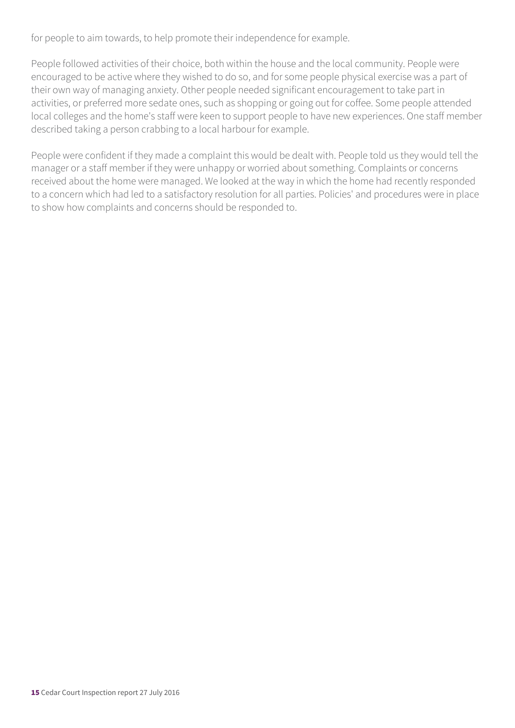for people to aim towards, to help promote their independence for example.

People followed activities of their choice, both within the house and the local community. People were encouraged to be active where they wished to do so, and for some people physical exercise was a part of their own way of managing anxiety. Other people needed significant encouragement to take part in activities, or preferred more sedate ones, such as shopping or going out for coffee. Some people attended local colleges and the home's staff were keen to support people to have new experiences. One staff member described taking a person crabbing to a local harbour for example.

People were confident if they made a complaint this would be dealt with. People told us they would tell the manager or a staff member if they were unhappy or worried about something. Complaints or concerns received about the home were managed. We looked at the way in which the home had recently responded to a concern which had led to a satisfactory resolution for all parties. Policies' and procedures were in place to show how complaints and concerns should be responded to.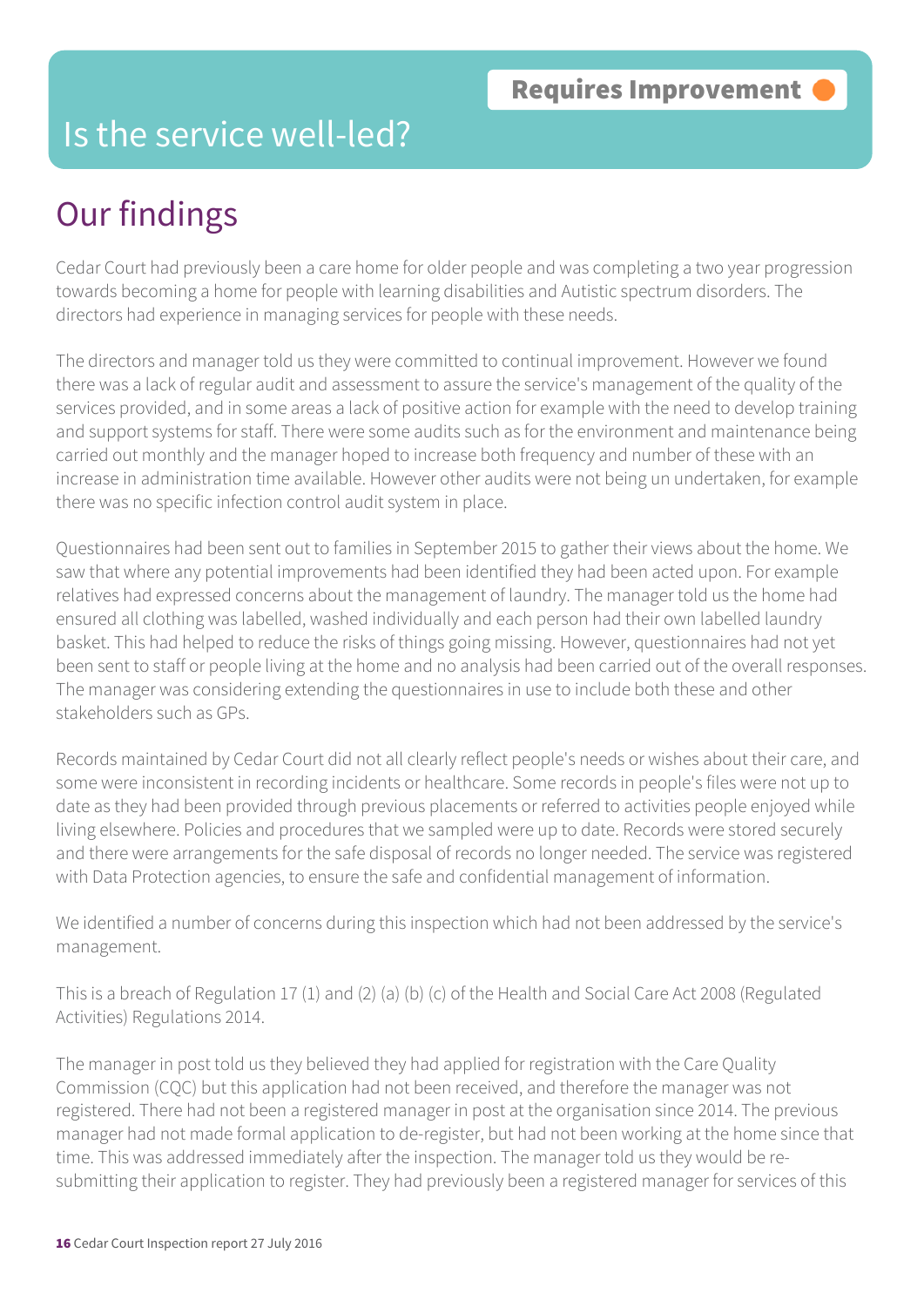Requires Improvement

# Is the service well-led?

## Our findings

Cedar Court had previously been a care home for older people and was completing a two year progression towards becoming a home for people with learning disabilities and Autistic spectrum disorders. The directors had experience in managing services for people with these needs.

The directors and manager told us they were committed to continual improvement. However we found there was a lack of regular audit and assessment to assure the service's management of the quality of the services provided, and in some areas a lack of positive action for example with the need to develop training and support systems for staff. There were some audits such as for the environment and maintenance being carried out monthly and the manager hoped to increase both frequency and number of these with an increase in administration time available. However other audits were not being un undertaken, for example there was no specific infection control audit system in place.

Questionnaires had been sent out to families in September 2015 to gather their views about the home. We saw that where any potential improvements had been identified they had been acted upon. For example relatives had expressed concerns about the management of laundry. The manager told us the home had ensured all clothing was labelled, washed individually and each person had their own labelled laundry basket. This had helped to reduce the risks of things going missing. However, questionnaires had not yet been sent to staff or people living at the home and no analysis had been carried out of the overall responses. The manager was considering extending the questionnaires in use to include both these and other stakeholders such as GPs.

Records maintained by Cedar Court did not all clearly reflect people's needs or wishes about their care, and some were inconsistent in recording incidents or healthcare. Some records in people's files were not up to date as they had been provided through previous placements or referred to activities people enjoyed while living elsewhere. Policies and procedures that we sampled were up to date. Records were stored securely and there were arrangements for the safe disposal of records no longer needed. The service was registered with Data Protection agencies, to ensure the safe and confidential management of information.

We identified a number of concerns during this inspection which had not been addressed by the service's management.

This is a breach of Regulation 17 (1) and (2) (a) (b) (c) of the Health and Social Care Act 2008 (Regulated Activities) Regulations 2014.

The manager in post told us they believed they had applied for registration with the Care Quality Commission (CQC) but this application had not been received, and therefore the manager was not registered. There had not been a registered manager in post at the organisation since 2014. The previous manager had not made formal application to de-register, but had not been working at the home since that time. This was addressed immediately after the inspection. The manager told us they would be re-submitting their application to register. They had previously been a registered manager for services of this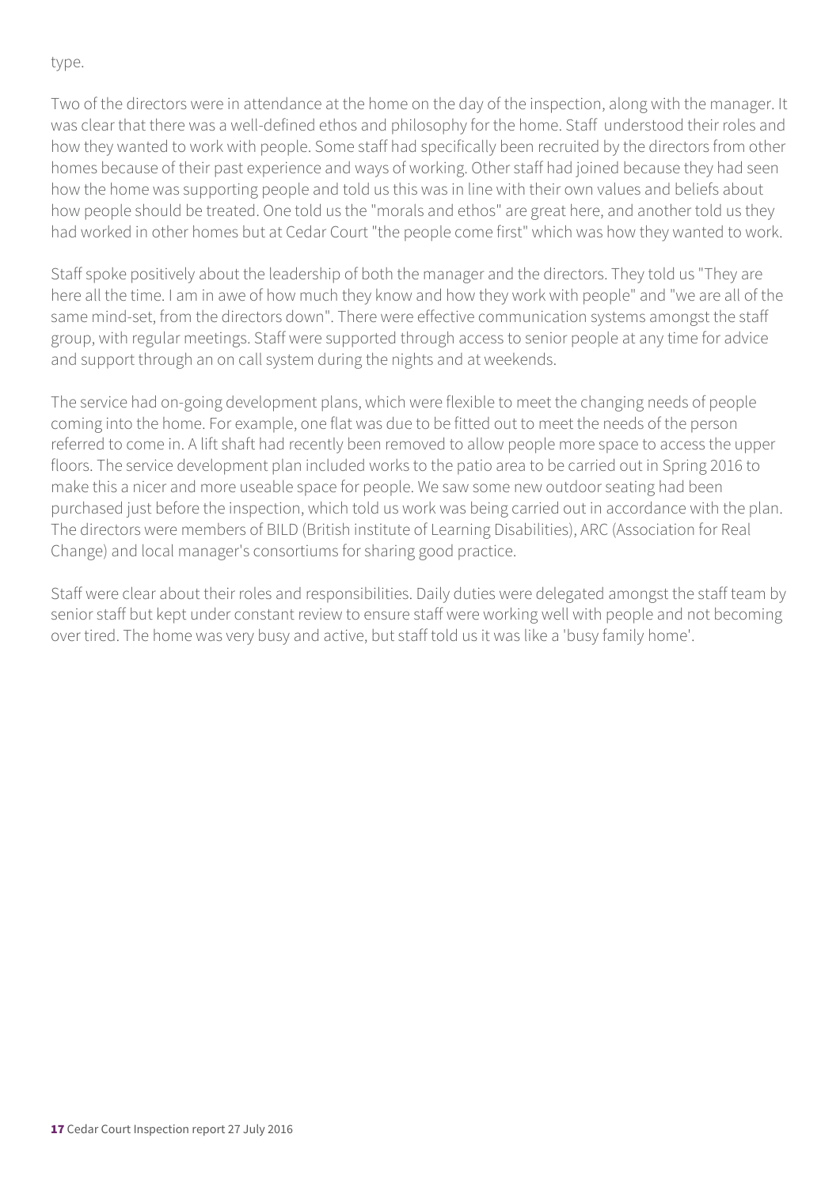type.

Two of the directors were in attendance at the home on the day of the inspection, along with the manager. It was clear that there was a well-defined ethos and philosophy for the home. Staff understood their roles and how they wanted to work with people. Some staff had specifically been recruited by the directors from other homes because of their past experience and ways of working. Other staff had joined because they had seen how the home was supporting people and told us this was in line with their own values and beliefs about how people should be treated. One told us the "morals and ethos" are great here, and another told us they had worked in other homes but at Cedar Court "the people come first" which was how they wanted to work.

Staff spoke positively about the leadership of both the manager and the directors. They told us "They are here all the time. I am in awe of how much they know and how they work with people" and "we are all of the same mind-set, from the directors down". There were effective communication systems amongst the staff group, with regular meetings. Staff were supported through access to senior people at any time for advice and support through an on call system during the nights and at weekends.

The service had on-going development plans, which were flexible to meet the changing needs of people coming into the home. For example, one flat was due to be fitted out to meet the needs of the person referred to come in. A lift shaft had recently been removed to allow people more space to access the upper floors. The service development plan included works to the patio area to be carried out in Spring 2016 to make this a nicer and more useable space for people. We saw some new outdoor seating had been purchased just before the inspection, which told us work was being carried out in accordance with the plan. The directors were members of BILD (British institute of Learning Disabilities), ARC (Association for Real Change) and local manager's consortiums for sharing good practice.

Staff were clear about their roles and responsibilities. Daily duties were delegated amongst the staff team by senior staff but kept under constant review to ensure staff were working well with people and not becoming over tired. The home was very busy and active, but staff told us it was like a 'busy family home'.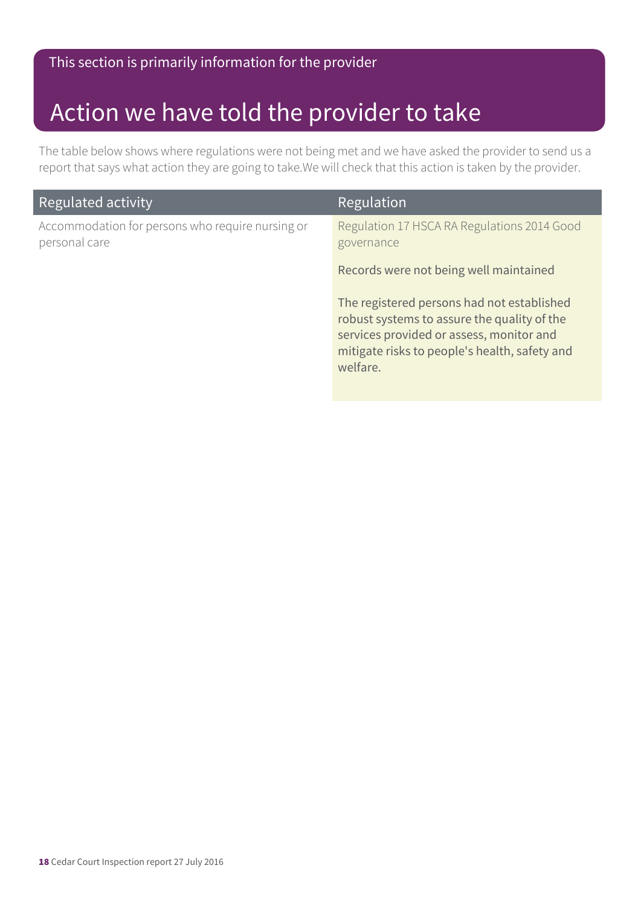This section is primarily information for the provider

# Action we have told the provider to take

The table below shows where regulations were not being met and we have asked the provider to send us a report that says what action they are going to take.We will check that this action is taken by the provider.

| Regulated activity | Regulation |
|---|---|
| Accommodation for persons who require nursing or personal care | Regulation 17 HSCA RA Regulations 2014 Good governance<br><br>Records were not being well maintained<br><br>The registered persons had not established robust systems to assure the quality of the services provided or assess, monitor and mitigate risks to people's health, safety and welfare. |